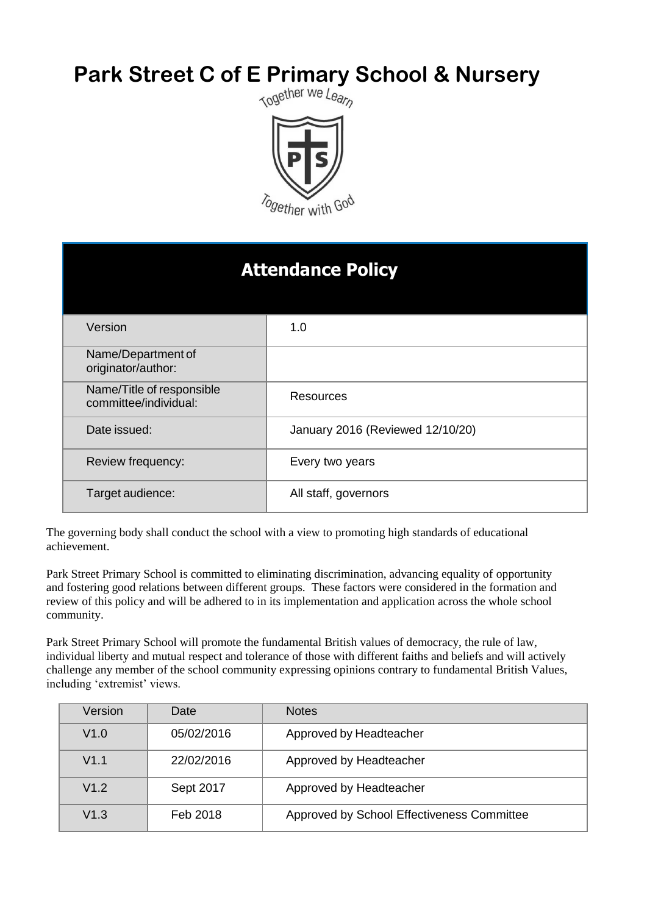# Park Street C of E Primary School & Nursery

Together we Learn

Together with God

## Attendance Policy

| Version | 1.0 |
| --- | --- |
| Name/Department of originator/author: | |
| Name/Title of responsible committee/individual: | Resources |
| Date issued: | January 2016 (Reviewed 12/10/20) |
| Review frequency: | Every two years |
| Target audience: | All staff, governors |

The governing body shall conduct the school with a view to promoting high standards of educational achievement.

Park Street Primary School is committed to eliminating discrimination, advancing equality of opportunity and fostering good relations between different groups. These factors were considered in the formation and review of this policy and will be adhered to in its implementation and application across the whole school community.

Park Street Primary School will promote the fundamental British values of democracy, the rule of law, individual liberty and mutual respect and tolerance of those with different faiths and beliefs and will actively challenge any member of the school community expressing opinions contrary to fundamental British Values, including 'extremist' views.

| Version | Date | Notes |
| --- | --- | --- |
| V1.0 | 05/02/2016 | Approved by Headteacher |
| V1.1 | 22/02/2016 | Approved by Headteacher |
| V1.2 | Sept 2017 | Approved by Headteacher |
| V1.3 | Feb 2018 | Approved by School Effectiveness Committee |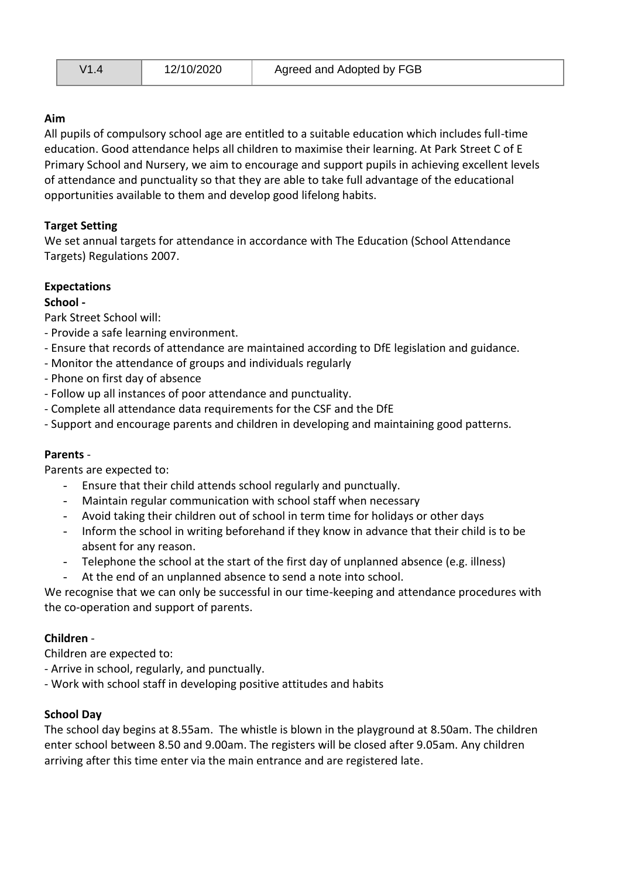| V1.4 | 12/10/2020 | Agreed and Adopted by FGB |
|---|---|---|

**Aim**

All pupils of compulsory school age are entitled to a suitable education which includes full-time education. Good attendance helps all children to maximise their learning. At Park Street C of E Primary School and Nursery, we aim to encourage and support pupils in achieving excellent levels of attendance and punctuality so that they are able to take full advantage of the educational opportunities available to them and develop good lifelong habits.

**Target Setting**

We set annual targets for attendance in accordance with The Education (School Attendance Targets) Regulations 2007.

**Expectations**

**School -**

Park Street School will:

- Provide a safe learning environment.
- Ensure that records of attendance are maintained according to DfE legislation and guidance.
- Monitor the attendance of groups and individuals regularly
- Phone on first day of absence
- Follow up all instances of poor attendance and punctuality.
- Complete all attendance data requirements for the CSF and the DfE
- Support and encourage parents and children in developing and maintaining good patterns.

**Parents** -

Parents are expected to:

- Ensure that their child attends school regularly and punctually.
- Maintain regular communication with school staff when necessary
- Avoid taking their children out of school in term time for holidays or other days
- Inform the school in writing beforehand if they know in advance that their child is to be absent for any reason.
- Telephone the school at the start of the first day of unplanned absence (e.g. illness)
- At the end of an unplanned absence to send a note into school.

We recognise that we can only be successful in our time-keeping and attendance procedures with the co-operation and support of parents.

**Children** -

Children are expected to:

- Arrive in school, regularly, and punctually.
- Work with school staff in developing positive attitudes and habits

**School Day**

The school day begins at 8.55am. The whistle is blown in the playground at 8.50am. The children enter school between 8.50 and 9.00am. The registers will be closed after 9.05am. Any children arriving after this time enter via the main entrance and are registered late.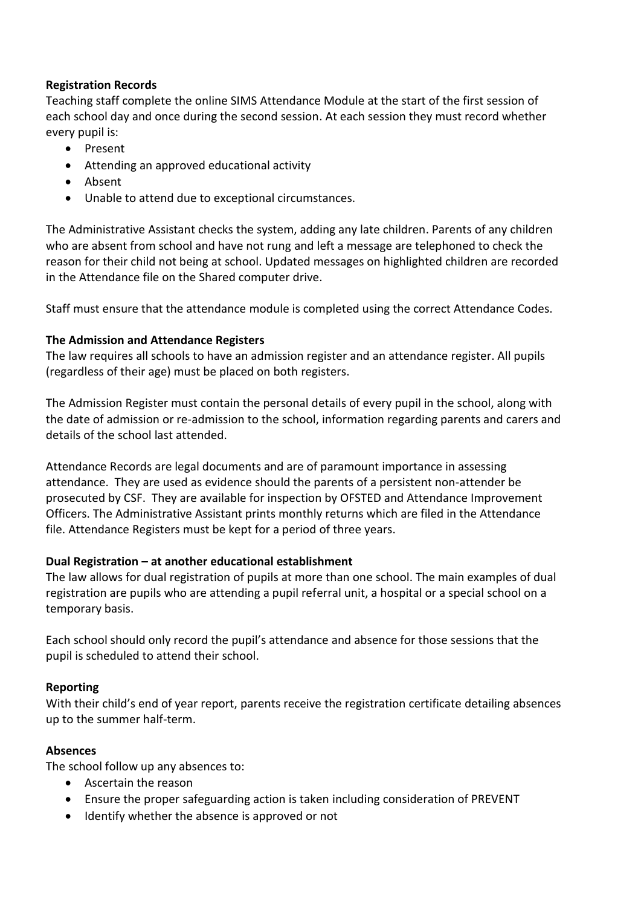**Registration Records**

Teaching staff complete the online SIMS Attendance Module at the start of the first session of each school day and once during the second session. At each session they must record whether every pupil is:

- Present
- Attending an approved educational activity
- Absent
- Unable to attend due to exceptional circumstances.

The Administrative Assistant checks the system, adding any late children. Parents of any children who are absent from school and have not rung and left a message are telephoned to check the reason for their child not being at school. Updated messages on highlighted children are recorded in the Attendance file on the Shared computer drive.

Staff must ensure that the attendance module is completed using the correct Attendance Codes.

**The Admission and Attendance Registers**

The law requires all schools to have an admission register and an attendance register. All pupils (regardless of their age) must be placed on both registers.

The Admission Register must contain the personal details of every pupil in the school, along with the date of admission or re-admission to the school, information regarding parents and carers and details of the school last attended.

Attendance Records are legal documents and are of paramount importance in assessing attendance. They are used as evidence should the parents of a persistent non-attender be prosecuted by CSF. They are available for inspection by OFSTED and Attendance Improvement Officers. The Administrative Assistant prints monthly returns which are filed in the Attendance file. Attendance Registers must be kept for a period of three years.

**Dual Registration – at another educational establishment**

The law allows for dual registration of pupils at more than one school. The main examples of dual registration are pupils who are attending a pupil referral unit, a hospital or a special school on a temporary basis.

Each school should only record the pupil's attendance and absence for those sessions that the pupil is scheduled to attend their school.

**Reporting**

With their child's end of year report, parents receive the registration certificate detailing absences up to the summer half-term.

**Absences**

The school follow up any absences to:

- Ascertain the reason
- Ensure the proper safeguarding action is taken including consideration of PREVENT
- Identify whether the absence is approved or not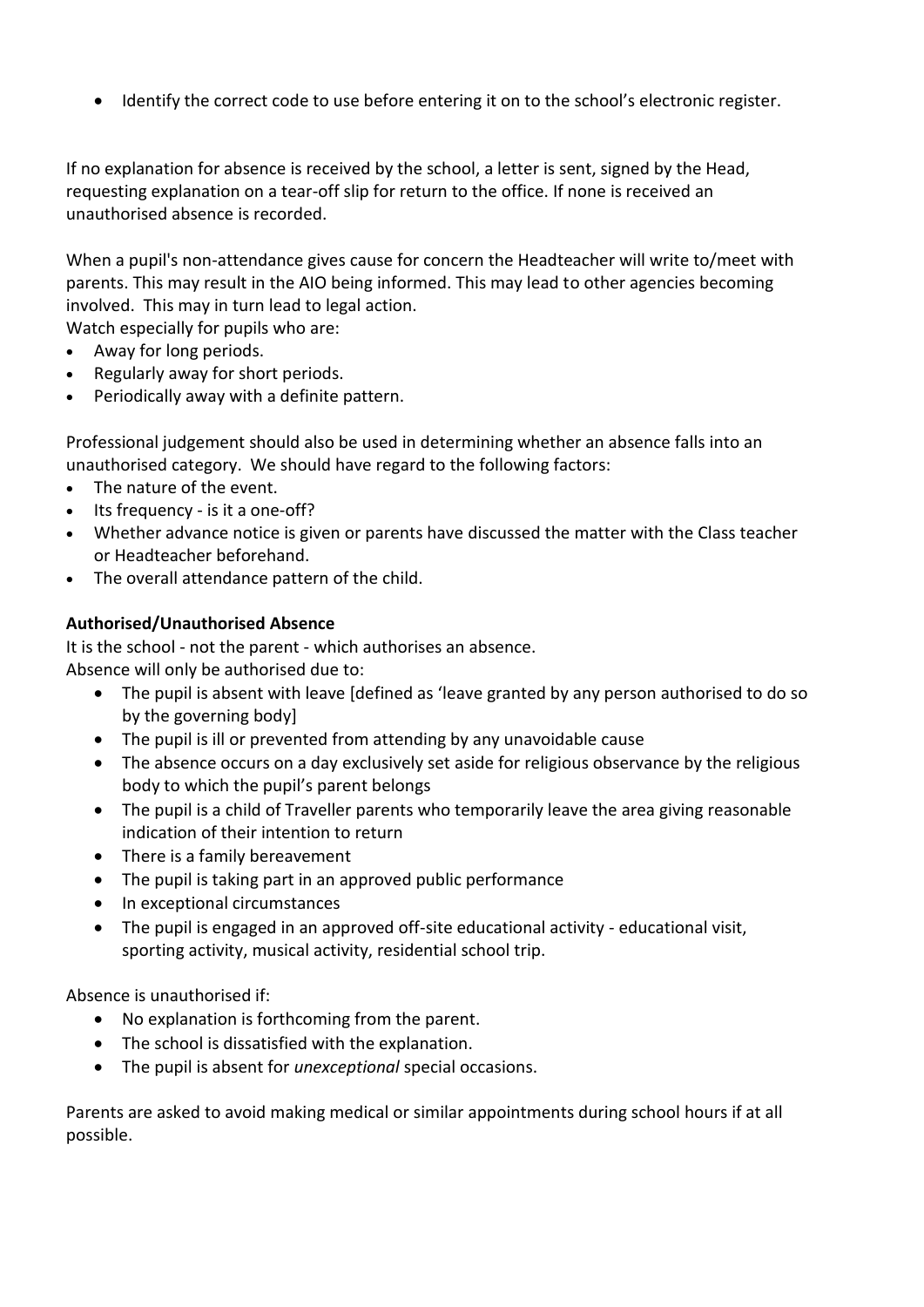- Identify the correct code to use before entering it on to the school's electronic register.

If no explanation for absence is received by the school, a letter is sent, signed by the Head, requesting explanation on a tear-off slip for return to the office. If none is received an unauthorised absence is recorded.

When a pupil's non-attendance gives cause for concern the Headteacher will write to/meet with parents. This may result in the AIO being informed. This may lead to other agencies becoming involved. This may in turn lead to legal action.
Watch especially for pupils who are:

- Away for long periods.
- Regularly away for short periods.
- Periodically away with a definite pattern.

Professional judgement should also be used in determining whether an absence falls into an unauthorised category. We should have regard to the following factors:

- The nature of the event.
- Its frequency - is it a one-off?
- Whether advance notice is given or parents have discussed the matter with the Class teacher or Headteacher beforehand.
- The overall attendance pattern of the child.

**Authorised/Unauthorised Absence**

It is the school - not the parent - which authorises an absence.
Absence will only be authorised due to:

- The pupil is absent with leave [defined as 'leave granted by any person authorised to do so by the governing body]
- The pupil is ill or prevented from attending by any unavoidable cause
- The absence occurs on a day exclusively set aside for religious observance by the religious body to which the pupil's parent belongs
- The pupil is a child of Traveller parents who temporarily leave the area giving reasonable indication of their intention to return
- There is a family bereavement
- The pupil is taking part in an approved public performance
- In exceptional circumstances
- The pupil is engaged in an approved off-site educational activity - educational visit, sporting activity, musical activity, residential school trip.

Absence is unauthorised if:

- No explanation is forthcoming from the parent.
- The school is dissatisfied with the explanation.
- The pupil is absent for *unexceptional* special occasions.

Parents are asked to avoid making medical or similar appointments during school hours if at all possible.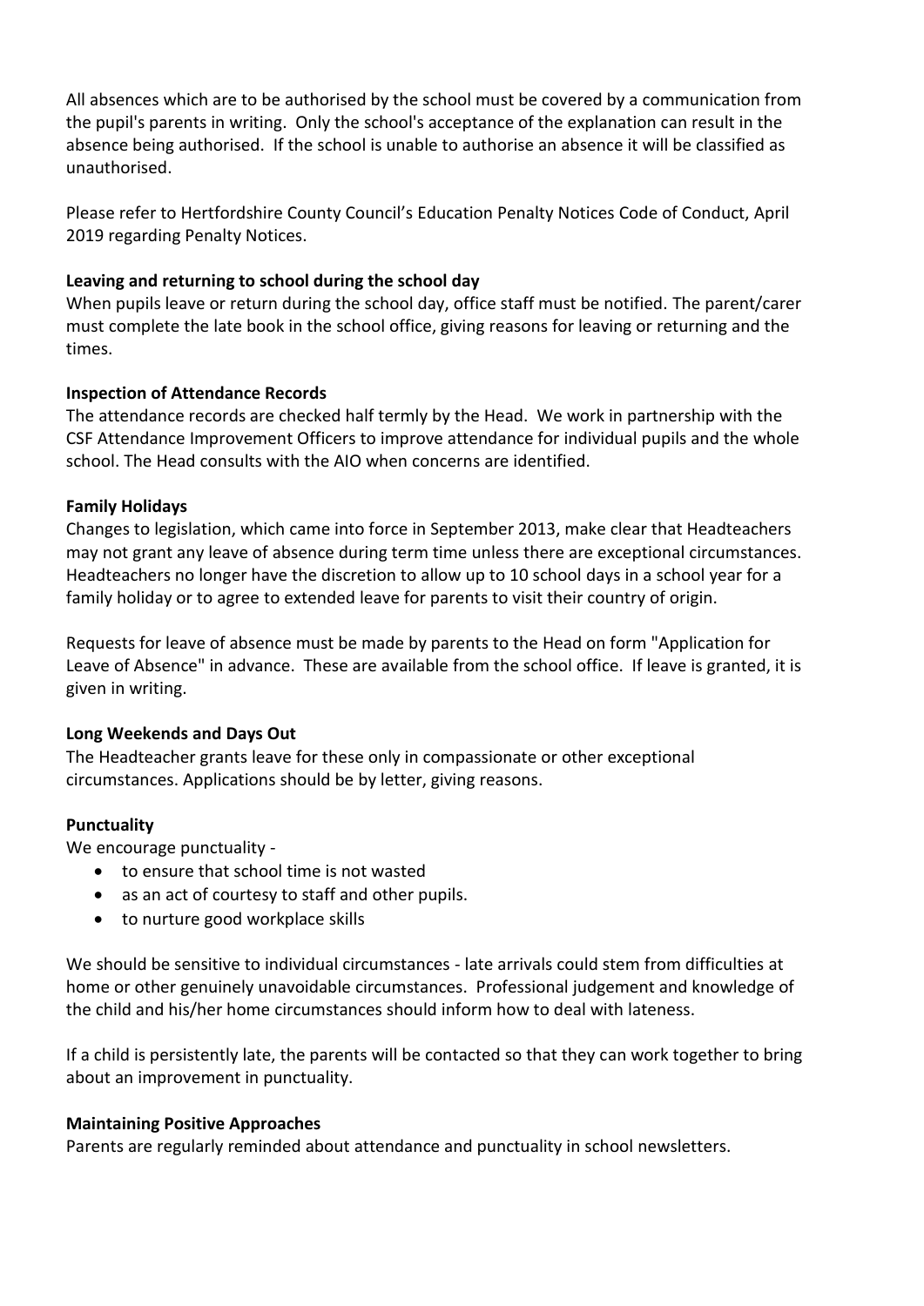All absences which are to be authorised by the school must be covered by a communication from the pupil's parents in writing. Only the school's acceptance of the explanation can result in the absence being authorised. If the school is unable to authorise an absence it will be classified as unauthorised.

Please refer to Hertfordshire County Council's Education Penalty Notices Code of Conduct, April 2019 regarding Penalty Notices.

**Leaving and returning to school during the school day**

When pupils leave or return during the school day, office staff must be notified. The parent/carer must complete the late book in the school office, giving reasons for leaving or returning and the times.

**Inspection of Attendance Records**

The attendance records are checked half termly by the Head. We work in partnership with the CSF Attendance Improvement Officers to improve attendance for individual pupils and the whole school. The Head consults with the AIO when concerns are identified.

**Family Holidays**

Changes to legislation, which came into force in September 2013, make clear that Headteachers may not grant any leave of absence during term time unless there are exceptional circumstances. Headteachers no longer have the discretion to allow up to 10 school days in a school year for a family holiday or to agree to extended leave for parents to visit their country of origin.

Requests for leave of absence must be made by parents to the Head on form "Application for Leave of Absence" in advance. These are available from the school office. If leave is granted, it is given in writing.

**Long Weekends and Days Out**

The Headteacher grants leave for these only in compassionate or other exceptional circumstances. Applications should be by letter, giving reasons.

**Punctuality**

We encourage punctuality -

- to ensure that school time is not wasted
- as an act of courtesy to staff and other pupils.
- to nurture good workplace skills

We should be sensitive to individual circumstances - late arrivals could stem from difficulties at home or other genuinely unavoidable circumstances. Professional judgement and knowledge of the child and his/her home circumstances should inform how to deal with lateness.

If a child is persistently late, the parents will be contacted so that they can work together to bring about an improvement in punctuality.

**Maintaining Positive Approaches**

Parents are regularly reminded about attendance and punctuality in school newsletters.